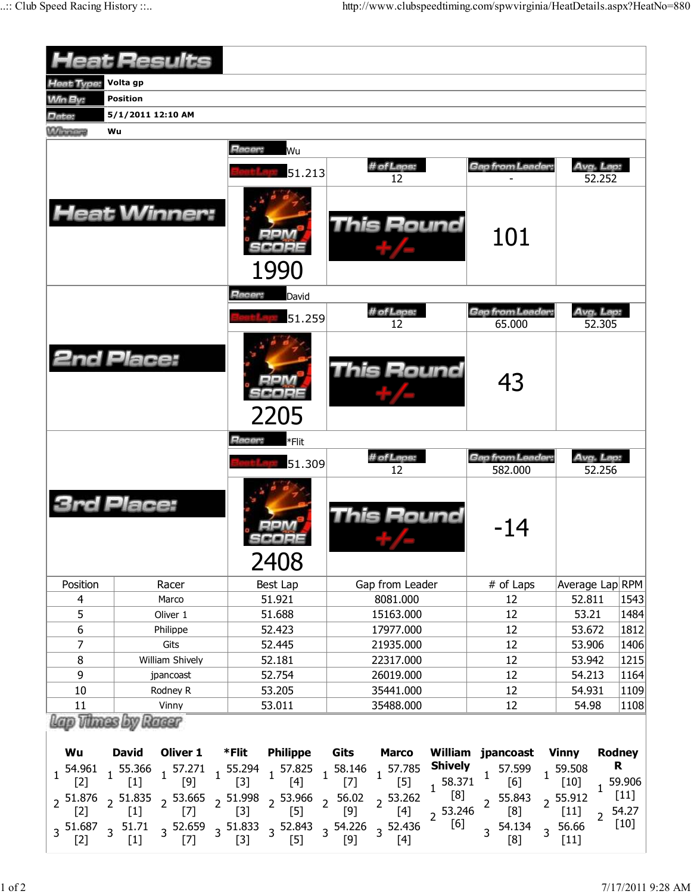# Heat Results

**Heat Type:** Volta gp

**Win By:** Position

**Date:** 5/1/2011 12:10 AM

**Winner:** Wu

## Heat Winner:

**Racer:** Wu

| Best Lap | # of Laps | Gap from Leader | Avg. Lap |
|---|---|---|---|
| 51.213 | 12 | - | 52.252 |

RPM SCORE: 1990

This Round +/-: 101

## 2nd Place:

**Racer:** David

| Best Lap | # of Laps | Gap from Leader | Avg. Lap |
|---|---|---|---|
| 51.259 | 12 | 65.000 | 52.305 |

RPM SCORE: 2205

This Round +/-: 43

## 3rd Place:

**Racer:** *Flit

| Best Lap | # of Laps | Gap from Leader | Avg. Lap |
|---|---|---|---|
| 51.309 | 12 | 582.000 | 52.256 |

RPM SCORE: 2408

This Round +/-: -14

| Position | Racer | Best Lap | Gap from Leader | # of Laps | Average Lap | RPM |
|---|---|---|---|---|---|---|
| 4 | Marco | 51.921 | 8081.000 | 12 | 52.811 | 1543 |
| 5 | Oliver 1 | 51.688 | 15163.000 | 12 | 53.21 | 1484 |
| 6 | Philippe | 52.423 | 17977.000 | 12 | 53.672 | 1812 |
| 7 | Gits | 52.445 | 21935.000 | 12 | 53.906 | 1406 |
| 8 | William Shively | 52.181 | 22317.000 | 12 | 53.942 | 1215 |
| 9 | jpancoast | 52.754 | 26019.000 | 12 | 54.213 | 1164 |
| 10 | Rodney R | 53.205 | 35441.000 | 12 | 54.931 | 1109 |
| 11 | Vinny | 53.011 | 35488.000 | 12 | 54.98 | 1108 |

## Lap Times by Racer

| Lap | Wu | David | Oliver 1 | *Flit | Philippe | Gits | Marco | William Shively | jpancoast | Vinny | Rodney R |
|---|---|---|---|---|---|---|---|---|---|---|---|
| 1 | 54.961 [2] | 55.366 [1] | 57.271 [9] | 55.294 [3] | 57.825 [4] | 58.146 [7] | 57.785 [5] | 58.371 [8] | 57.599 [6] | 59.508 [10] | 59.906 [11] |
| 2 | 51.876 [2] | 51.835 [1] | 53.665 [7] | 51.998 [3] | 53.966 [5] | 56.02 [9] | 53.262 [4] | 53.246 [6] | 55.843 [8] | 55.912 [11] | 54.27 [10] |
| 3 | 51.687 [2] | 51.71 [1] | 52.659 [7] | 51.833 [3] | 52.843 [5] | 54.226 [9] | 52.436 [4] | | 54.134 [8] | 56.66 [11] | |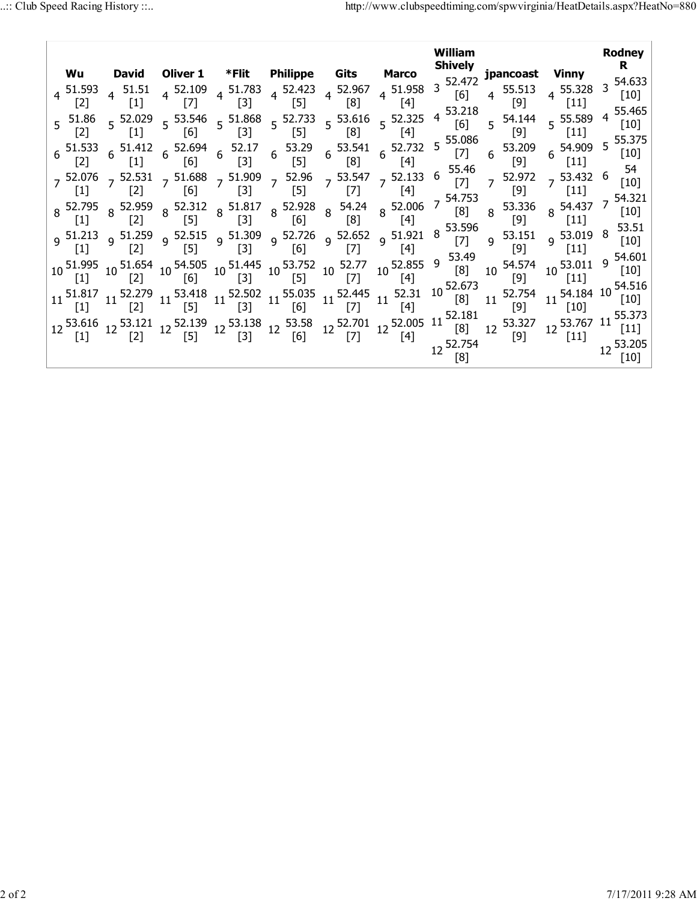| Wu | David | Oliver 1 | *Flit | Philippe | Gits | Marco | William Shively | jpancoast | Vinny | Rodney R |
|---|---|---|---|---|---|---|---|---|---|---|
| 4 51.593 [2] | 4 51.51 [1] | 4 52.109 [7] | 4 51.783 [3] | 4 52.423 [5] | 4 52.967 [8] | 4 51.958 [4] | 3 52.472 [6] | 4 55.513 [9] | 4 55.328 [11] | 3 54.633 [10] |
| 5 51.86 [2] | 5 52.029 [1] | 5 53.546 [6] | 5 51.868 [3] | 5 52.733 [5] | 5 53.616 [8] | 5 52.325 [4] | 4 53.218 [6] | 5 54.144 [9] | 5 55.589 [11] | 4 55.465 [10] |
| 6 51.533 [2] | 6 51.412 [1] | 6 52.694 [6] | 6 52.17 [3] | 6 53.29 [5] | 6 53.541 [8] | 6 52.732 [4] | 5 55.086 [7] | 6 53.209 [9] | 6 54.909 [11] | 5 55.375 [10] |
| 7 52.076 [1] | 7 52.531 [2] | 7 51.688 [6] | 7 51.909 [3] | 7 52.96 [5] | 7 53.547 [7] | 7 52.133 [4] | 6 55.46 [7] | 7 52.972 [9] | 7 53.432 [11] | 6 54 [10] |
| 8 52.795 [1] | 8 52.959 [2] | 8 52.312 [5] | 8 51.817 [3] | 8 52.928 [6] | 8 54.24 [8] | 8 52.006 [4] | 7 54.753 [8] | 8 53.336 [9] | 8 54.437 [11] | 7 54.321 [10] |
| 9 51.213 [1] | 9 51.259 [2] | 9 52.515 [5] | 9 51.309 [3] | 9 52.726 [6] | 9 52.652 [7] | 9 51.921 [4] | 8 53.596 [7] | 9 53.151 [9] | 9 53.019 [11] | 8 53.51 [10] |
| 10 51.995 [1] | 10 51.654 [2] | 10 54.505 [6] | 10 51.445 [3] | 10 53.752 [5] | 10 52.77 [7] | 10 52.855 [4] | 9 53.49 [8] | 10 54.574 [9] | 10 53.011 [11] | 9 54.601 [10] |
| 11 51.817 [1] | 11 52.279 [2] | 11 53.418 [5] | 11 52.502 [3] | 11 55.035 [6] | 11 52.445 [7] | 11 52.31 [4] | 10 52.673 [8] | 11 52.754 [9] | 11 54.184 [10] | 10 54.516 [10] |
| 12 53.616 [1] | 12 53.121 [2] | 12 52.139 [5] | 12 53.138 [3] | 12 53.58 [6] | 12 52.701 [7] | 12 52.005 [4] | 11 52.181 [8] | 12 53.327 [9] | 12 53.767 [11] | 11 55.373 [11] |
| | | | | | | | 12 52.754 [8] | | | 12 53.205 [10] |